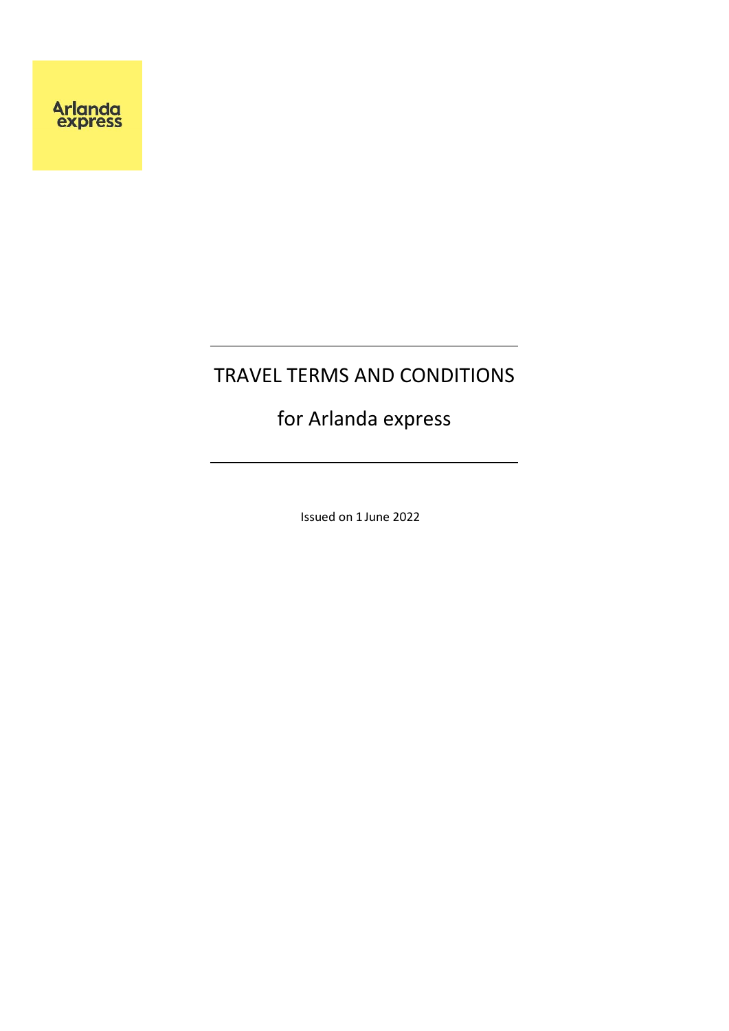Arlanda express

# TRAVEL TERMS AND CONDITIONS

## for Arlanda express

Issued on 1 June 2022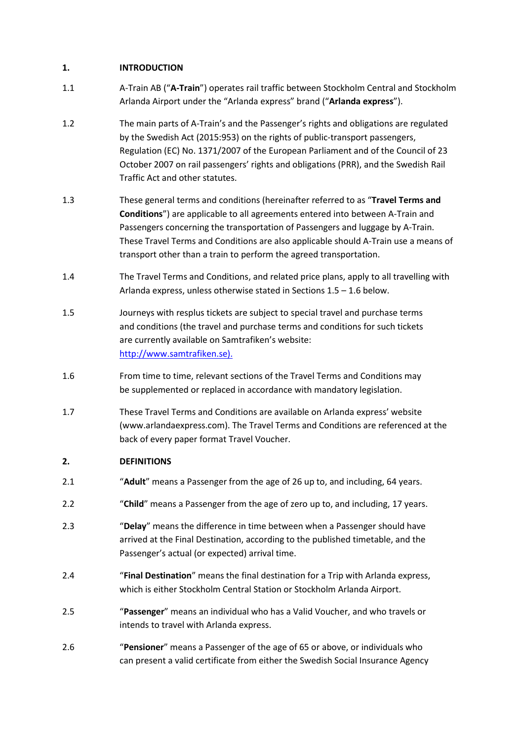## 1. INTRODUCTION

1.1 A-Train AB ("**A-Train**") operates rail traffic between Stockholm Central and Stockholm Arlanda Airport under the "Arlanda express" brand ("**Arlanda express**").

1.2 The main parts of A-Train's and the Passenger's rights and obligations are regulated by the Swedish Act (2015:953) on the rights of public-transport passengers, Regulation (EC) No. 1371/2007 of the European Parliament and of the Council of 23 October 2007 on rail passengers' rights and obligations (PRR), and the Swedish Rail Traffic Act and other statutes.

1.3 These general terms and conditions (hereinafter referred to as "**Travel Terms and Conditions**") are applicable to all agreements entered into between A-Train and Passengers concerning the transportation of Passengers and luggage by A-Train. These Travel Terms and Conditions are also applicable should A-Train use a means of transport other than a train to perform the agreed transportation.

1.4 The Travel Terms and Conditions, and related price plans, apply to all travelling with Arlanda express, unless otherwise stated in Sections 1.5 – 1.6 below.

1.5 Journeys with resplus tickets are subject to special travel and purchase terms and conditions (the travel and purchase terms and conditions for such tickets are currently available on Samtrafiken's website: http://www.samtrafiken.se).

1.6 From time to time, relevant sections of the Travel Terms and Conditions may be supplemented or replaced in accordance with mandatory legislation.

1.7 These Travel Terms and Conditions are available on Arlanda express' website (www.arlandaexpress.com). The Travel Terms and Conditions are referenced at the back of every paper format Travel Voucher.

## 2. DEFINITIONS

2.1 "**Adult**" means a Passenger from the age of 26 up to, and including, 64 years.

2.2 "**Child**" means a Passenger from the age of zero up to, and including, 17 years.

2.3 "**Delay**" means the difference in time between when a Passenger should have arrived at the Final Destination, according to the published timetable, and the Passenger's actual (or expected) arrival time.

2.4 "**Final Destination**" means the final destination for a Trip with Arlanda express, which is either Stockholm Central Station or Stockholm Arlanda Airport.

2.5 "**Passenger**" means an individual who has a Valid Voucher, and who travels or intends to travel with Arlanda express.

2.6 "**Pensioner**" means a Passenger of the age of 65 or above, or individuals who can present a valid certificate from either the Swedish Social Insurance Agency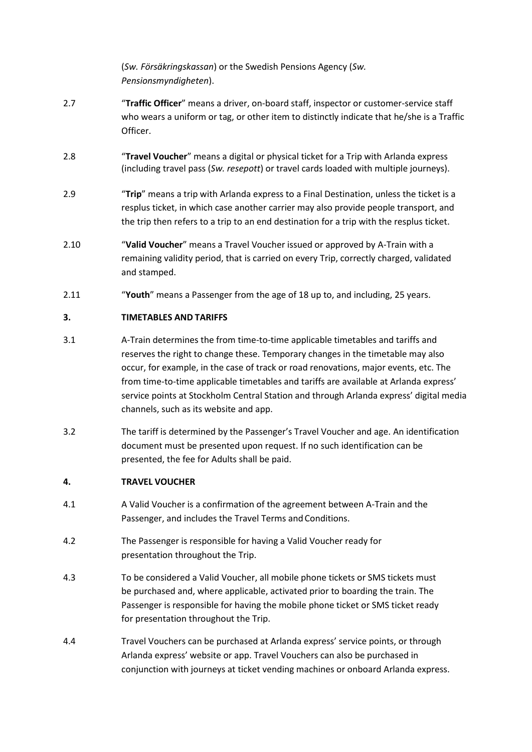(*Sw. Försäkringskassan*) or the Swedish Pensions Agency (*Sw. Pensionsmyndigheten*).

2.7 "**Traffic Officer**" means a driver, on-board staff, inspector or customer-service staff who wears a uniform or tag, or other item to distinctly indicate that he/she is a Traffic Officer.

2.8 "**Travel Voucher**" means a digital or physical ticket for a Trip with Arlanda express (including travel pass (*Sw. resepott*) or travel cards loaded with multiple journeys).

2.9 "**Trip**" means a trip with Arlanda express to a Final Destination, unless the ticket is a resplus ticket, in which case another carrier may also provide people transport, and the trip then refers to a trip to an end destination for a trip with the resplus ticket.

2.10 "**Valid Voucher**" means a Travel Voucher issued or approved by A-Train with a remaining validity period, that is carried on every Trip, correctly charged, validated and stamped.

2.11 "**Youth**" means a Passenger from the age of 18 up to, and including, 25 years.

## 3. TIMETABLES AND TARIFFS

3.1 A-Train determines the from time-to-time applicable timetables and tariffs and reserves the right to change these. Temporary changes in the timetable may also occur, for example, in the case of track or road renovations, major events, etc. The from time-to-time applicable timetables and tariffs are available at Arlanda express' service points at Stockholm Central Station and through Arlanda express' digital media channels, such as its website and app.

3.2 The tariff is determined by the Passenger's Travel Voucher and age. An identification document must be presented upon request. If no such identification can be presented, the fee for Adults shall be paid.

## 4. TRAVEL VOUCHER

4.1 A Valid Voucher is a confirmation of the agreement between A-Train and the Passenger, and includes the Travel Terms and Conditions.

4.2 The Passenger is responsible for having a Valid Voucher ready for presentation throughout the Trip.

4.3 To be considered a Valid Voucher, all mobile phone tickets or SMS tickets must be purchased and, where applicable, activated prior to boarding the train. The Passenger is responsible for having the mobile phone ticket or SMS ticket ready for presentation throughout the Trip.

4.4 Travel Vouchers can be purchased at Arlanda express' service points, or through Arlanda express' website or app. Travel Vouchers can also be purchased in conjunction with journeys at ticket vending machines or onboard Arlanda express.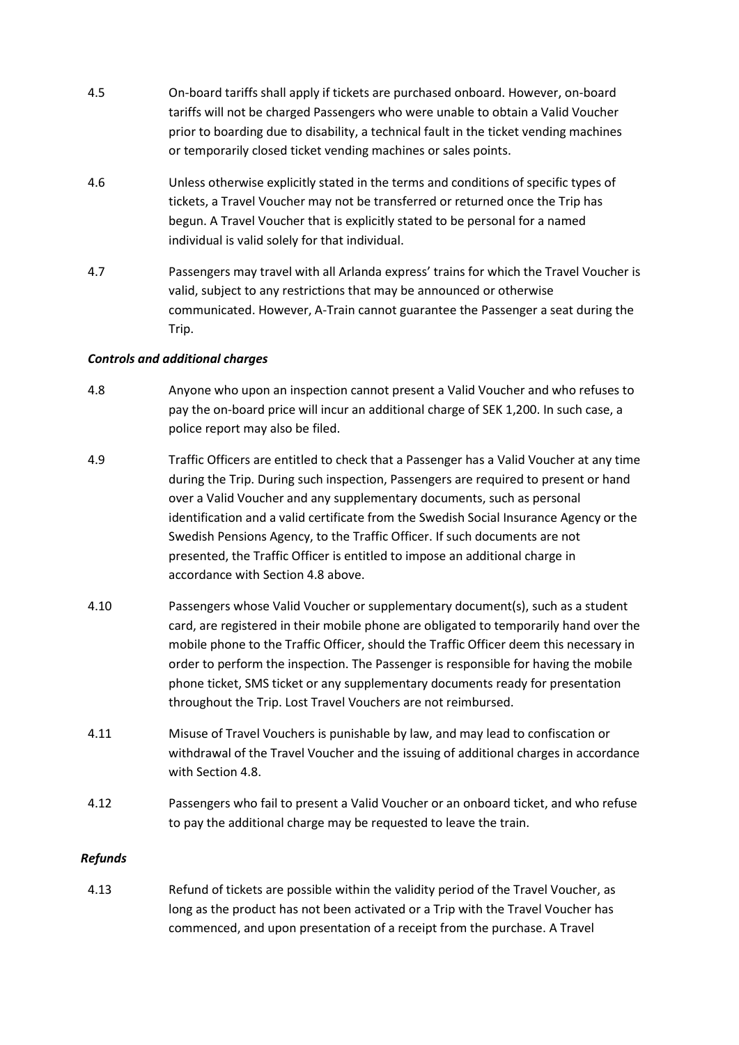4.5 On-board tariffs shall apply if tickets are purchased onboard. However, on-board tariffs will not be charged Passengers who were unable to obtain a Valid Voucher prior to boarding due to disability, a technical fault in the ticket vending machines or temporarily closed ticket vending machines or sales points.

4.6 Unless otherwise explicitly stated in the terms and conditions of specific types of tickets, a Travel Voucher may not be transferred or returned once the Trip has begun. A Travel Voucher that is explicitly stated to be personal for a named individual is valid solely for that individual.

4.7 Passengers may travel with all Arlanda express' trains for which the Travel Voucher is valid, subject to any restrictions that may be announced or otherwise communicated. However, A-Train cannot guarantee the Passenger a seat during the Trip.

***Controls and additional charges***

4.8 Anyone who upon an inspection cannot present a Valid Voucher and who refuses to pay the on-board price will incur an additional charge of SEK 1,200. In such case, a police report may also be filed.

4.9 Traffic Officers are entitled to check that a Passenger has a Valid Voucher at any time during the Trip. During such inspection, Passengers are required to present or hand over a Valid Voucher and any supplementary documents, such as personal identification and a valid certificate from the Swedish Social Insurance Agency or the Swedish Pensions Agency, to the Traffic Officer. If such documents are not presented, the Traffic Officer is entitled to impose an additional charge in accordance with Section 4.8 above.

4.10 Passengers whose Valid Voucher or supplementary document(s), such as a student card, are registered in their mobile phone are obligated to temporarily hand over the mobile phone to the Traffic Officer, should the Traffic Officer deem this necessary in order to perform the inspection. The Passenger is responsible for having the mobile phone ticket, SMS ticket or any supplementary documents ready for presentation throughout the Trip. Lost Travel Vouchers are not reimbursed.

4.11 Misuse of Travel Vouchers is punishable by law, and may lead to confiscation or withdrawal of the Travel Voucher and the issuing of additional charges in accordance with Section 4.8.

4.12 Passengers who fail to present a Valid Voucher or an onboard ticket, and who refuse to pay the additional charge may be requested to leave the train.

***Refunds***

4.13 Refund of tickets are possible within the validity period of the Travel Voucher, as long as the product has not been activated or a Trip with the Travel Voucher has commenced, and upon presentation of a receipt from the purchase. A Travel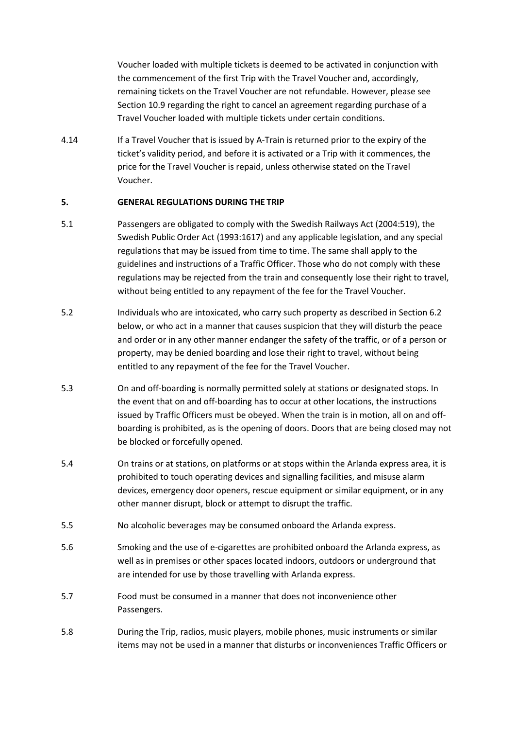Voucher loaded with multiple tickets is deemed to be activated in conjunction with the commencement of the first Trip with the Travel Voucher and, accordingly, remaining tickets on the Travel Voucher are not refundable. However, please see Section 10.9 regarding the right to cancel an agreement regarding purchase of a Travel Voucher loaded with multiple tickets under certain conditions.

4.14 If a Travel Voucher that is issued by A-Train is returned prior to the expiry of the ticket's validity period, and before it is activated or a Trip with it commences, the price for the Travel Voucher is repaid, unless otherwise stated on the Travel Voucher.

## 5. GENERAL REGULATIONS DURING THE TRIP

5.1 Passengers are obligated to comply with the Swedish Railways Act (2004:519), the Swedish Public Order Act (1993:1617) and any applicable legislation, and any special regulations that may be issued from time to time. The same shall apply to the guidelines and instructions of a Traffic Officer. Those who do not comply with these regulations may be rejected from the train and consequently lose their right to travel, without being entitled to any repayment of the fee for the Travel Voucher.

5.2 Individuals who are intoxicated, who carry such property as described in Section 6.2 below, or who act in a manner that causes suspicion that they will disturb the peace and order or in any other manner endanger the safety of the traffic, or of a person or property, may be denied boarding and lose their right to travel, without being entitled to any repayment of the fee for the Travel Voucher.

5.3 On and off-boarding is normally permitted solely at stations or designated stops. In the event that on and off-boarding has to occur at other locations, the instructions issued by Traffic Officers must be obeyed. When the train is in motion, all on and off-boarding is prohibited, as is the opening of doors. Doors that are being closed may not be blocked or forcefully opened.

5.4 On trains or at stations, on platforms or at stops within the Arlanda express area, it is prohibited to touch operating devices and signalling facilities, and misuse alarm devices, emergency door openers, rescue equipment or similar equipment, or in any other manner disrupt, block or attempt to disrupt the traffic.

5.5 No alcoholic beverages may be consumed onboard the Arlanda express.

5.6 Smoking and the use of e-cigarettes are prohibited onboard the Arlanda express, as well as in premises or other spaces located indoors, outdoors or underground that are intended for use by those travelling with Arlanda express.

5.7 Food must be consumed in a manner that does not inconvenience other Passengers.

5.8 During the Trip, radios, music players, mobile phones, music instruments or similar items may not be used in a manner that disturbs or inconveniences Traffic Officers or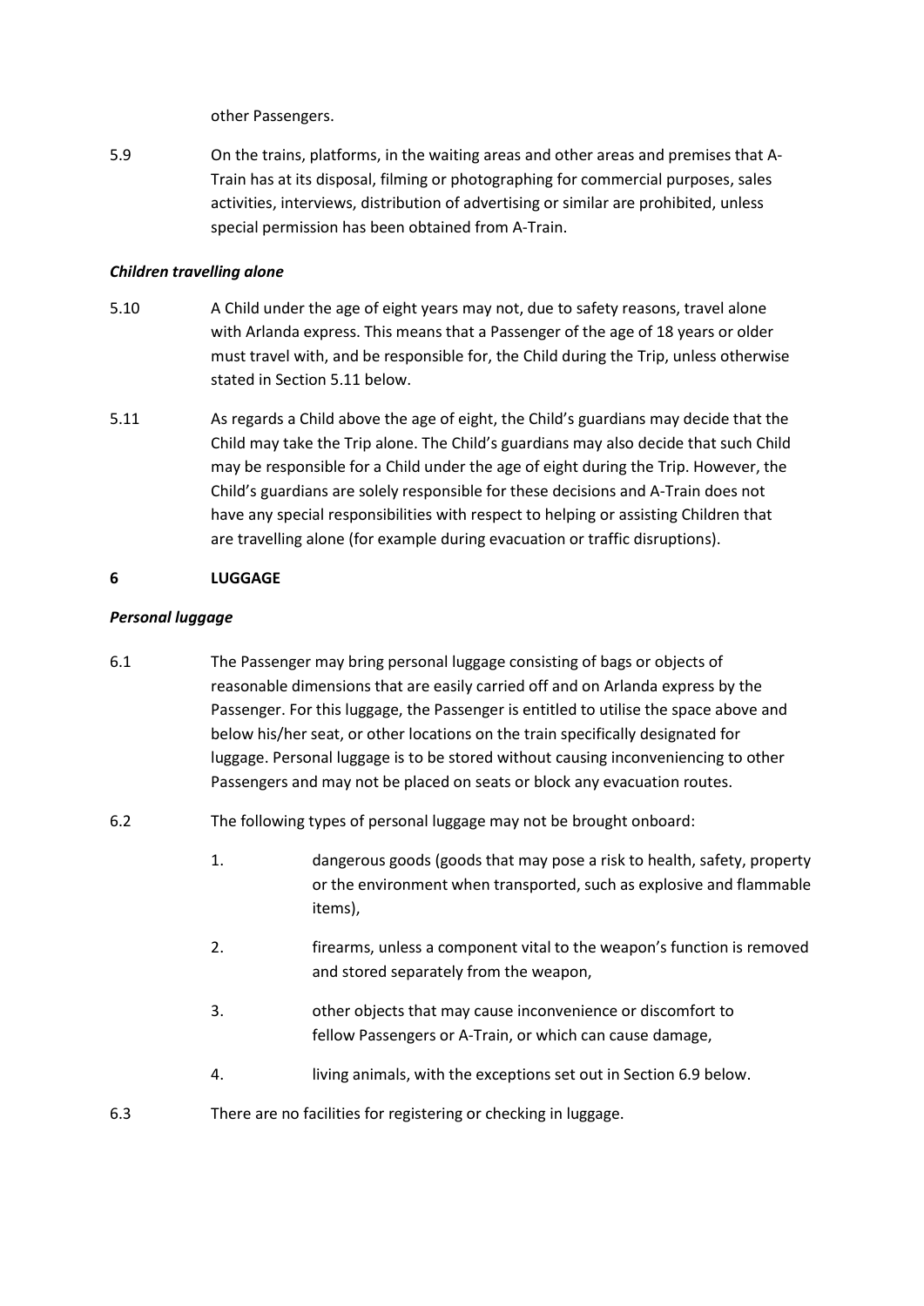other Passengers.

5.9 On the trains, platforms, in the waiting areas and other areas and premises that A-Train has at its disposal, filming or photographing for commercial purposes, sales activities, interviews, distribution of advertising or similar are prohibited, unless special permission has been obtained from A-Train.

***Children travelling alone***

5.10 A Child under the age of eight years may not, due to safety reasons, travel alone with Arlanda express. This means that a Passenger of the age of 18 years or older must travel with, and be responsible for, the Child during the Trip, unless otherwise stated in Section 5.11 below.

5.11 As regards a Child above the age of eight, the Child's guardians may decide that the Child may take the Trip alone. The Child's guardians may also decide that such Child may be responsible for a Child under the age of eight during the Trip. However, the Child's guardians are solely responsible for these decisions and A-Train does not have any special responsibilities with respect to helping or assisting Children that are travelling alone (for example during evacuation or traffic disruptions).

## 6 LUGGAGE

***Personal luggage***

6.1 The Passenger may bring personal luggage consisting of bags or objects of reasonable dimensions that are easily carried off and on Arlanda express by the Passenger. For this luggage, the Passenger is entitled to utilise the space above and below his/her seat, or other locations on the train specifically designated for luggage. Personal luggage is to be stored without causing inconveniencing to other Passengers and may not be placed on seats or block any evacuation routes.

6.2 The following types of personal luggage may not be brought onboard:

1. dangerous goods (goods that may pose a risk to health, safety, property or the environment when transported, such as explosive and flammable items),
2. firearms, unless a component vital to the weapon's function is removed and stored separately from the weapon,
3. other objects that may cause inconvenience or discomfort to fellow Passengers or A-Train, or which can cause damage,
4. living animals, with the exceptions set out in Section 6.9 below.

6.3 There are no facilities for registering or checking in luggage.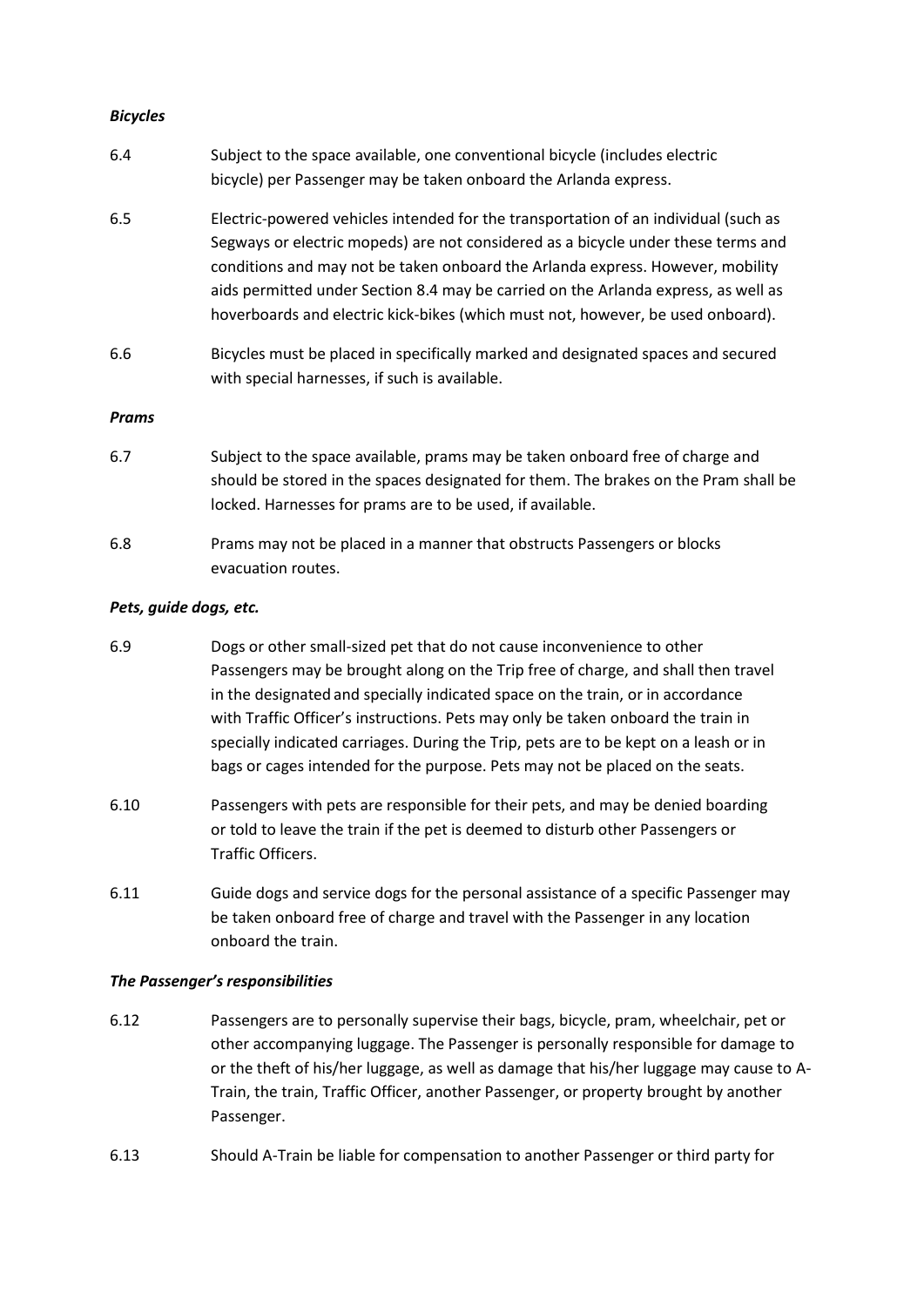***Bicycles***

6.4 Subject to the space available, one conventional bicycle (includes electric bicycle) per Passenger may be taken onboard the Arlanda express.

6.5 Electric-powered vehicles intended for the transportation of an individual (such as Segways or electric mopeds) are not considered as a bicycle under these terms and conditions and may not be taken onboard the Arlanda express. However, mobility aids permitted under Section 8.4 may be carried on the Arlanda express, as well as hoverboards and electric kick-bikes (which must not, however, be used onboard).

6.6 Bicycles must be placed in specifically marked and designated spaces and secured with special harnesses, if such is available.

***Prams***

6.7 Subject to the space available, prams may be taken onboard free of charge and should be stored in the spaces designated for them. The brakes on the Pram shall be locked. Harnesses for prams are to be used, if available.

6.8 Prams may not be placed in a manner that obstructs Passengers or blocks evacuation routes.

***Pets, guide dogs, etc.***

6.9 Dogs or other small-sized pet that do not cause inconvenience to other Passengers may be brought along on the Trip free of charge, and shall then travel in the designated and specially indicated space on the train, or in accordance with Traffic Officer's instructions. Pets may only be taken onboard the train in specially indicated carriages. During the Trip, pets are to be kept on a leash or in bags or cages intended for the purpose. Pets may not be placed on the seats.

6.10 Passengers with pets are responsible for their pets, and may be denied boarding or told to leave the train if the pet is deemed to disturb other Passengers or Traffic Officers.

6.11 Guide dogs and service dogs for the personal assistance of a specific Passenger may be taken onboard free of charge and travel with the Passenger in any location onboard the train.

***The Passenger's responsibilities***

6.12 Passengers are to personally supervise their bags, bicycle, pram, wheelchair, pet or other accompanying luggage. The Passenger is personally responsible for damage to or the theft of his/her luggage, as well as damage that his/her luggage may cause to A-Train, the train, Traffic Officer, another Passenger, or property brought by another Passenger.

6.13 Should A-Train be liable for compensation to another Passenger or third party for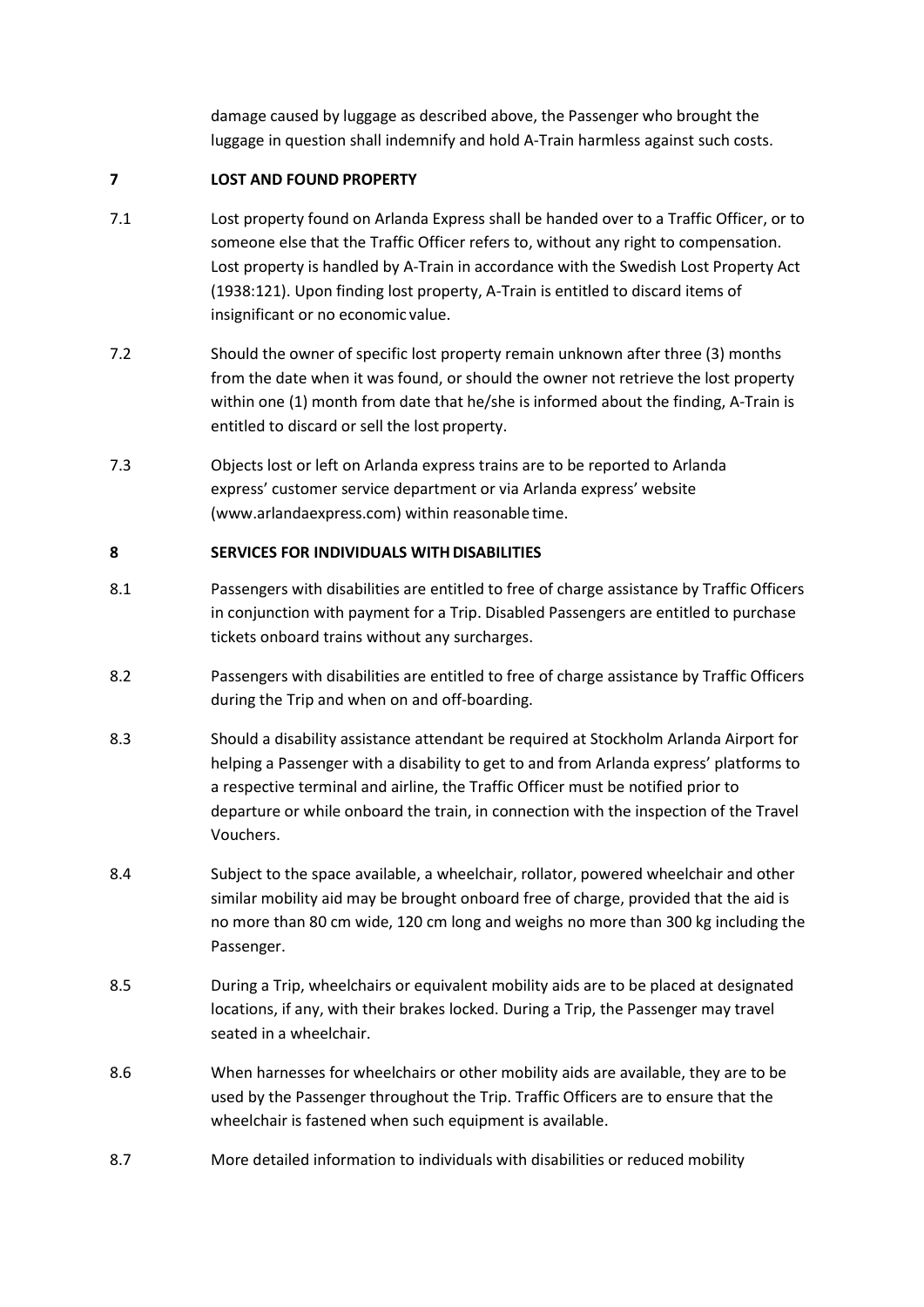damage caused by luggage as described above, the Passenger who brought the luggage in question shall indemnify and hold A-Train harmless against such costs.

## 7 LOST AND FOUND PROPERTY

7.1 Lost property found on Arlanda Express shall be handed over to a Traffic Officer, or to someone else that the Traffic Officer refers to, without any right to compensation. Lost property is handled by A-Train in accordance with the Swedish Lost Property Act (1938:121). Upon finding lost property, A-Train is entitled to discard items of insignificant or no economic value.

7.2 Should the owner of specific lost property remain unknown after three (3) months from the date when it was found, or should the owner not retrieve the lost property within one (1) month from date that he/she is informed about the finding, A-Train is entitled to discard or sell the lost property.

7.3 Objects lost or left on Arlanda express trains are to be reported to Arlanda express' customer service department or via Arlanda express' website (www.arlandaexpress.com) within reasonable time.

## 8 SERVICES FOR INDIVIDUALS WITH DISABILITIES

8.1 Passengers with disabilities are entitled to free of charge assistance by Traffic Officers in conjunction with payment for a Trip. Disabled Passengers are entitled to purchase tickets onboard trains without any surcharges.

8.2 Passengers with disabilities are entitled to free of charge assistance by Traffic Officers during the Trip and when on and off-boarding.

8.3 Should a disability assistance attendant be required at Stockholm Arlanda Airport for helping a Passenger with a disability to get to and from Arlanda express' platforms to a respective terminal and airline, the Traffic Officer must be notified prior to departure or while onboard the train, in connection with the inspection of the Travel Vouchers.

8.4 Subject to the space available, a wheelchair, rollator, powered wheelchair and other similar mobility aid may be brought onboard free of charge, provided that the aid is no more than 80 cm wide, 120 cm long and weighs no more than 300 kg including the Passenger.

8.5 During a Trip, wheelchairs or equivalent mobility aids are to be placed at designated locations, if any, with their brakes locked. During a Trip, the Passenger may travel seated in a wheelchair.

8.6 When harnesses for wheelchairs or other mobility aids are available, they are to be used by the Passenger throughout the Trip. Traffic Officers are to ensure that the wheelchair is fastened when such equipment is available.

8.7 More detailed information to individuals with disabilities or reduced mobility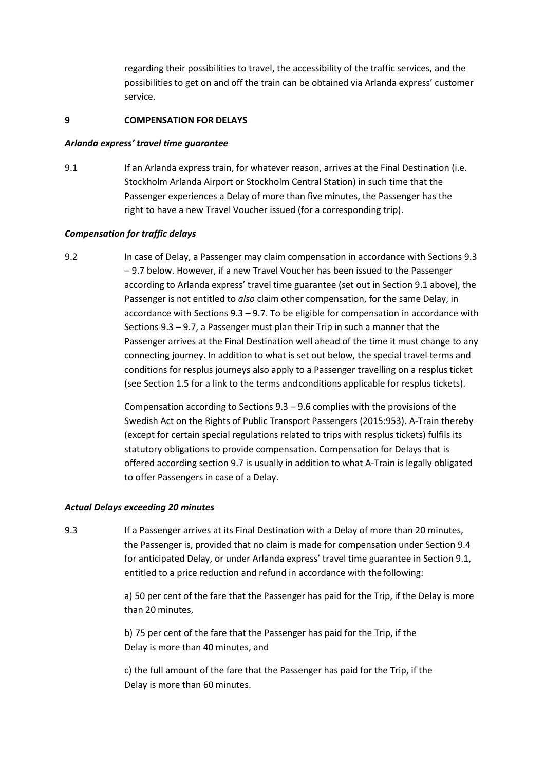regarding their possibilities to travel, the accessibility of the traffic services, and the possibilities to get on and off the train can be obtained via Arlanda express' customer service.

## 9 COMPENSATION FOR DELAYS

***Arlanda express' travel time guarantee***

9.1 If an Arlanda express train, for whatever reason, arrives at the Final Destination (i.e. Stockholm Arlanda Airport or Stockholm Central Station) in such time that the Passenger experiences a Delay of more than five minutes, the Passenger has the right to have a new Travel Voucher issued (for a corresponding trip).

***Compensation for traffic delays***

9.2 In case of Delay, a Passenger may claim compensation in accordance with Sections 9.3 – 9.7 below. However, if a new Travel Voucher has been issued to the Passenger according to Arlanda express' travel time guarantee (set out in Section 9.1 above), the Passenger is not entitled to *also* claim other compensation, for the same Delay, in accordance with Sections 9.3 – 9.7. To be eligible for compensation in accordance with Sections 9.3 – 9.7, a Passenger must plan their Trip in such a manner that the Passenger arrives at the Final Destination well ahead of the time it must change to any connecting journey. In addition to what is set out below, the special travel terms and conditions for resplus journeys also apply to a Passenger travelling on a resplus ticket (see Section 1.5 for a link to the terms and conditions applicable for resplus tickets).

Compensation according to Sections 9.3 – 9.6 complies with the provisions of the Swedish Act on the Rights of Public Transport Passengers (2015:953). A-Train thereby (except for certain special regulations related to trips with resplus tickets) fulfils its statutory obligations to provide compensation. Compensation for Delays that is offered according section 9.7 is usually in addition to what A-Train is legally obligated to offer Passengers in case of a Delay.

***Actual Delays exceeding 20 minutes***

9.3 If a Passenger arrives at its Final Destination with a Delay of more than 20 minutes, the Passenger is, provided that no claim is made for compensation under Section 9.4 for anticipated Delay, or under Arlanda express' travel time guarantee in Section 9.1, entitled to a price reduction and refund in accordance with the following:

a) 50 per cent of the fare that the Passenger has paid for the Trip, if the Delay is more than 20 minutes,

b) 75 per cent of the fare that the Passenger has paid for the Trip, if the Delay is more than 40 minutes, and

c) the full amount of the fare that the Passenger has paid for the Trip, if the Delay is more than 60 minutes.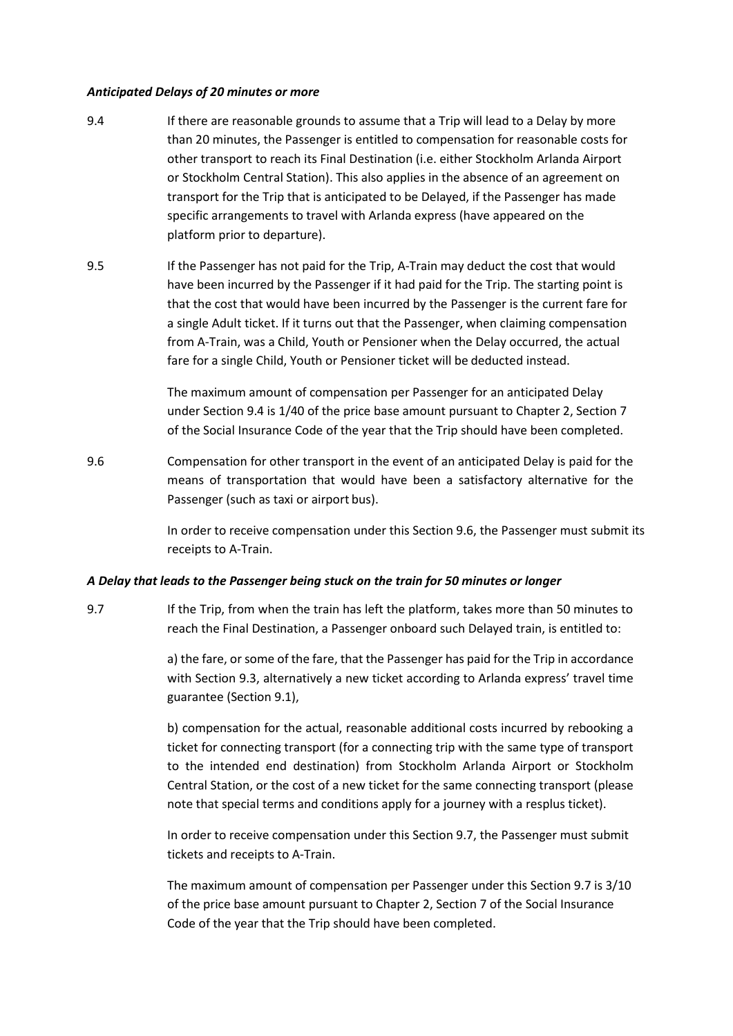***Anticipated Delays of 20 minutes or more***

9.4 If there are reasonable grounds to assume that a Trip will lead to a Delay by more than 20 minutes, the Passenger is entitled to compensation for reasonable costs for other transport to reach its Final Destination (i.e. either Stockholm Arlanda Airport or Stockholm Central Station). This also applies in the absence of an agreement on transport for the Trip that is anticipated to be Delayed, if the Passenger has made specific arrangements to travel with Arlanda express (have appeared on the platform prior to departure).

9.5 If the Passenger has not paid for the Trip, A-Train may deduct the cost that would have been incurred by the Passenger if it had paid for the Trip. The starting point is that the cost that would have been incurred by the Passenger is the current fare for a single Adult ticket. If it turns out that the Passenger, when claiming compensation from A-Train, was a Child, Youth or Pensioner when the Delay occurred, the actual fare for a single Child, Youth or Pensioner ticket will be deducted instead.

The maximum amount of compensation per Passenger for an anticipated Delay under Section 9.4 is 1/40 of the price base amount pursuant to Chapter 2, Section 7 of the Social Insurance Code of the year that the Trip should have been completed.

9.6 Compensation for other transport in the event of an anticipated Delay is paid for the means of transportation that would have been a satisfactory alternative for the Passenger (such as taxi or airport bus).

In order to receive compensation under this Section 9.6, the Passenger must submit its receipts to A-Train.

***A Delay that leads to the Passenger being stuck on the train for 50 minutes or longer***

9.7 If the Trip, from when the train has left the platform, takes more than 50 minutes to reach the Final Destination, a Passenger onboard such Delayed train, is entitled to:

a) the fare, or some of the fare, that the Passenger has paid for the Trip in accordance with Section 9.3, alternatively a new ticket according to Arlanda express' travel time guarantee (Section 9.1),

b) compensation for the actual, reasonable additional costs incurred by rebooking a ticket for connecting transport (for a connecting trip with the same type of transport to the intended end destination) from Stockholm Arlanda Airport or Stockholm Central Station, or the cost of a new ticket for the same connecting transport (please note that special terms and conditions apply for a journey with a resplus ticket).

In order to receive compensation under this Section 9.7, the Passenger must submit tickets and receipts to A-Train.

The maximum amount of compensation per Passenger under this Section 9.7 is 3/10 of the price base amount pursuant to Chapter 2, Section 7 of the Social Insurance Code of the year that the Trip should have been completed.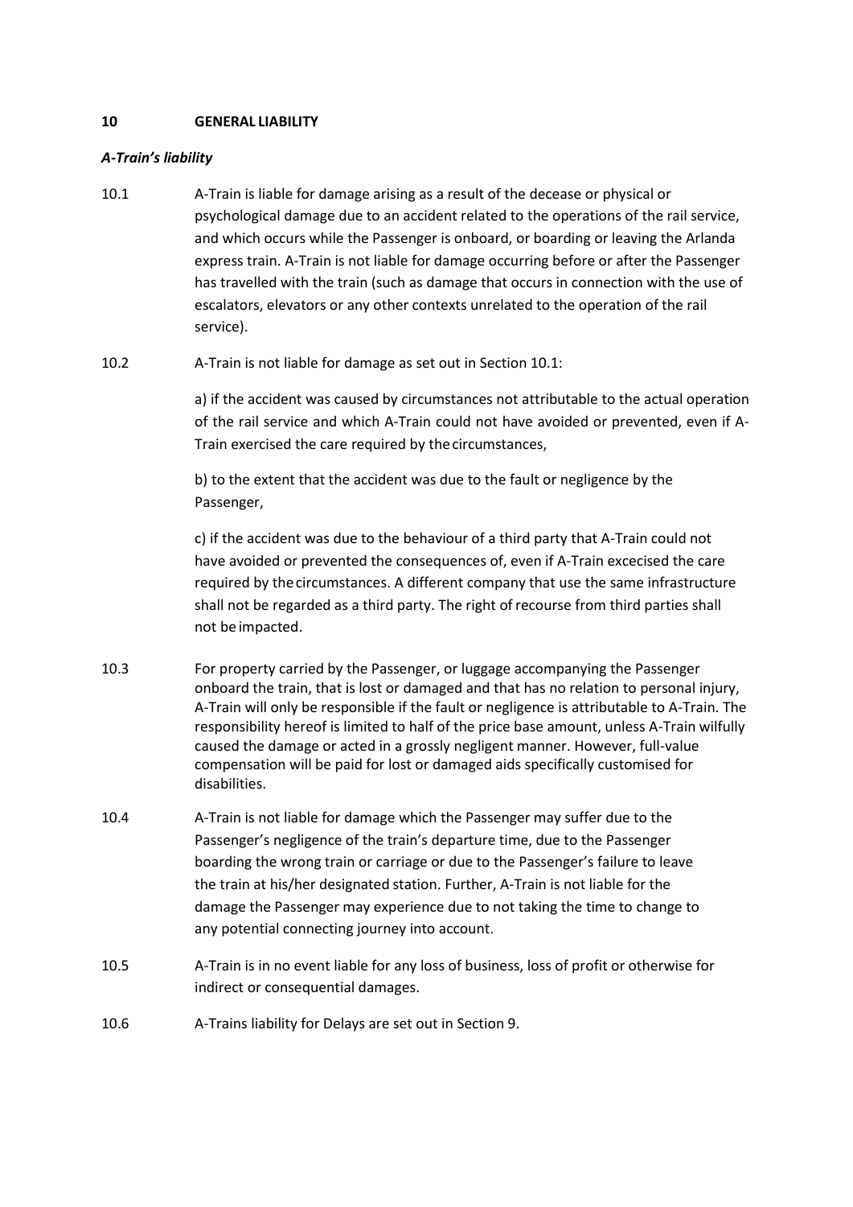## 10 GENERAL LIABILITY

***A-Train's liability***

10.1 A-Train is liable for damage arising as a result of the decease or physical or psychological damage due to an accident related to the operations of the rail service, and which occurs while the Passenger is onboard, or boarding or leaving the Arlanda express train. A-Train is not liable for damage occurring before or after the Passenger has travelled with the train (such as damage that occurs in connection with the use of escalators, elevators or any other contexts unrelated to the operation of the rail service).

10.2 A-Train is not liable for damage as set out in Section 10.1:

a) if the accident was caused by circumstances not attributable to the actual operation of the rail service and which A-Train could not have avoided or prevented, even if A-Train exercised the care required by the circumstances,

b) to the extent that the accident was due to the fault or negligence by the Passenger,

c) if the accident was due to the behaviour of a third party that A-Train could not have avoided or prevented the consequences of, even if A-Train excecised the care required by the circumstances. A different company that use the same infrastructure shall not be regarded as a third party. The right of recourse from third parties shall not be impacted.

10.3 For property carried by the Passenger, or luggage accompanying the Passenger onboard the train, that is lost or damaged and that has no relation to personal injury, A-Train will only be responsible if the fault or negligence is attributable to A-Train. The responsibility hereof is limited to half of the price base amount, unless A-Train wilfully caused the damage or acted in a grossly negligent manner. However, full-value compensation will be paid for lost or damaged aids specifically customised for disabilities.

10.4 A-Train is not liable for damage which the Passenger may suffer due to the Passenger's negligence of the train's departure time, due to the Passenger boarding the wrong train or carriage or due to the Passenger's failure to leave the train at his/her designated station. Further, A-Train is not liable for the damage the Passenger may experience due to not taking the time to change to any potential connecting journey into account.

10.5 A-Train is in no event liable for any loss of business, loss of profit or otherwise for indirect or consequential damages.

10.6 A-Trains liability for Delays are set out in Section 9.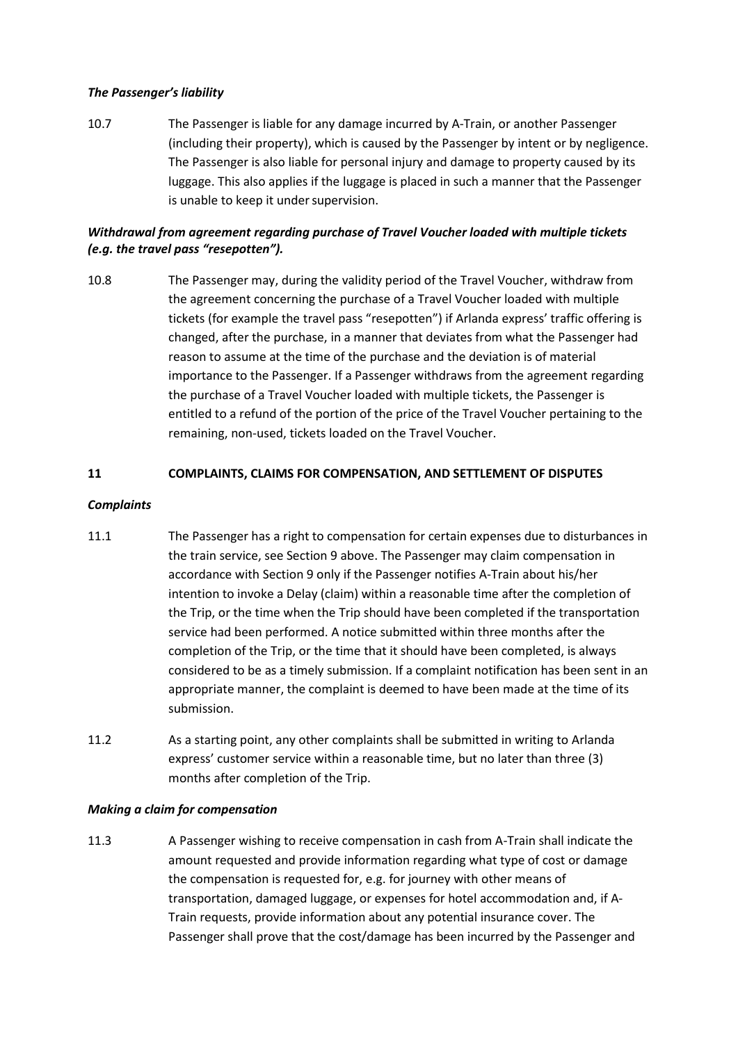***The Passenger's liability***

10.7 The Passenger is liable for any damage incurred by A-Train, or another Passenger (including their property), which is caused by the Passenger by intent or by negligence. The Passenger is also liable for personal injury and damage to property caused by its luggage. This also applies if the luggage is placed in such a manner that the Passenger is unable to keep it under supervision.

***Withdrawal from agreement regarding purchase of Travel Voucher loaded with multiple tickets (e.g. the travel pass "resepotten").***

10.8 The Passenger may, during the validity period of the Travel Voucher, withdraw from the agreement concerning the purchase of a Travel Voucher loaded with multiple tickets (for example the travel pass "resepotten") if Arlanda express' traffic offering is changed, after the purchase, in a manner that deviates from what the Passenger had reason to assume at the time of the purchase and the deviation is of material importance to the Passenger. If a Passenger withdraws from the agreement regarding the purchase of a Travel Voucher loaded with multiple tickets, the Passenger is entitled to a refund of the portion of the price of the Travel Voucher pertaining to the remaining, non-used, tickets loaded on the Travel Voucher.

## 11 COMPLAINTS, CLAIMS FOR COMPENSATION, AND SETTLEMENT OF DISPUTES

***Complaints***

11.1 The Passenger has a right to compensation for certain expenses due to disturbances in the train service, see Section 9 above. The Passenger may claim compensation in accordance with Section 9 only if the Passenger notifies A-Train about his/her intention to invoke a Delay (claim) within a reasonable time after the completion of the Trip, or the time when the Trip should have been completed if the transportation service had been performed. A notice submitted within three months after the completion of the Trip, or the time that it should have been completed, is always considered to be as a timely submission. If a complaint notification has been sent in an appropriate manner, the complaint is deemed to have been made at the time of its submission.

11.2 As a starting point, any other complaints shall be submitted in writing to Arlanda express' customer service within a reasonable time, but no later than three (3) months after completion of the Trip.

***Making a claim for compensation***

11.3 A Passenger wishing to receive compensation in cash from A-Train shall indicate the amount requested and provide information regarding what type of cost or damage the compensation is requested for, e.g. for journey with other means of transportation, damaged luggage, or expenses for hotel accommodation and, if A-Train requests, provide information about any potential insurance cover. The Passenger shall prove that the cost/damage has been incurred by the Passenger and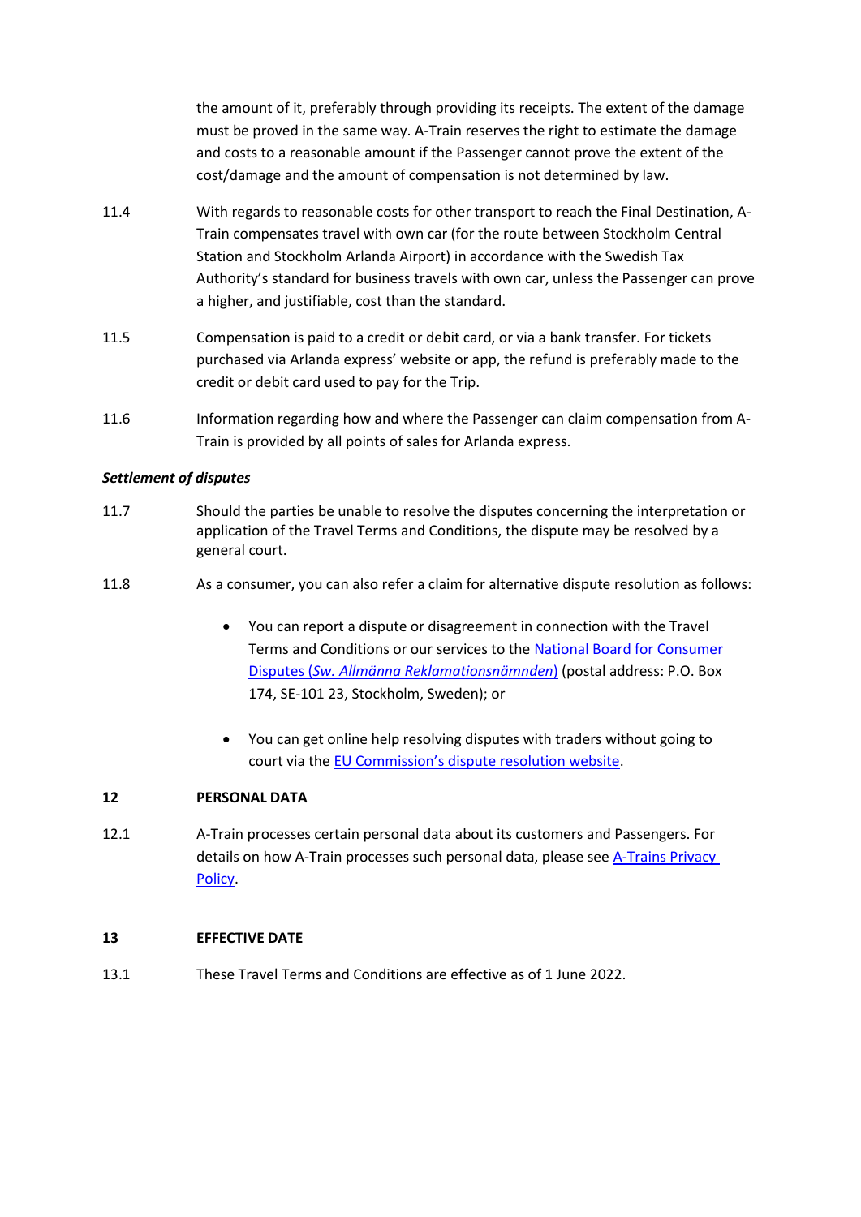the amount of it, preferably through providing its receipts. The extent of the damage must be proved in the same way. A-Train reserves the right to estimate the damage and costs to a reasonable amount if the Passenger cannot prove the extent of the cost/damage and the amount of compensation is not determined by law.

11.4 With regards to reasonable costs for other transport to reach the Final Destination, A-Train compensates travel with own car (for the route between Stockholm Central Station and Stockholm Arlanda Airport) in accordance with the Swedish Tax Authority's standard for business travels with own car, unless the Passenger can prove a higher, and justifiable, cost than the standard.

11.5 Compensation is paid to a credit or debit card, or via a bank transfer. For tickets purchased via Arlanda express' website or app, the refund is preferably made to the credit or debit card used to pay for the Trip.

11.6 Information regarding how and where the Passenger can claim compensation from A-Train is provided by all points of sales for Arlanda express.

***Settlement of disputes***

11.7 Should the parties be unable to resolve the disputes concerning the interpretation or application of the Travel Terms and Conditions, the dispute may be resolved by a general court.

11.8 As a consumer, you can also refer a claim for alternative dispute resolution as follows:

- You can report a dispute or disagreement in connection with the Travel Terms and Conditions or our services to the National Board for Consumer Disputes (*Sw. Allmänna Reklamationsnämnden*) (postal address: P.O. Box 174, SE-101 23, Stockholm, Sweden); or

- You can get online help resolving disputes with traders without going to court via the EU Commission's dispute resolution website.

## 12 PERSONAL DATA

12.1 A-Train processes certain personal data about its customers and Passengers. For details on how A-Train processes such personal data, please see A-Trains Privacy Policy.

## 13 EFFECTIVE DATE

13.1 These Travel Terms and Conditions are effective as of 1 June 2022.